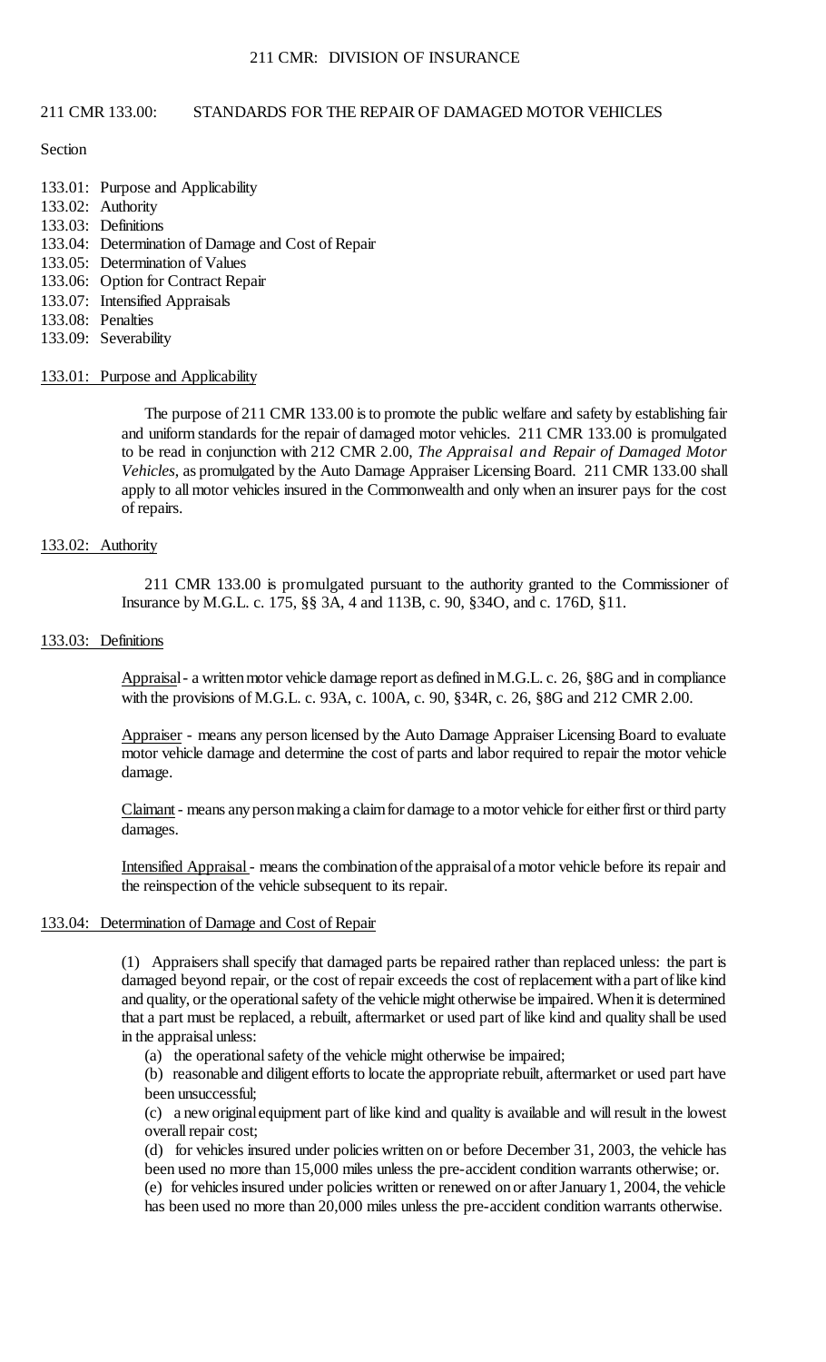# 211 CMR 133.00: STANDARDS FOR THE REPAIR OF DAMAGED MOTOR VEHICLES

Section

133.01: Purpose and Applicability
133.02: Authority
133.03: Definitions
133.04: Determination of Damage and Cost of Repair
133.05: Determination of Values
133.06: Option for Contract Repair
133.07: Intensified Appraisals
133.08: Penalties
133.09: Severability

## 133.01: Purpose and Applicability

The purpose of 211 CMR 133.00 is to promote the public welfare and safety by establishing fair and uniform standards for the repair of damaged motor vehicles. 211 CMR 133.00 is promulgated to be read in conjunction with 212 CMR 2.00, *The Appraisal and Repair of Damaged Motor Vehicles*, as promulgated by the Auto Damage Appraiser Licensing Board. 211 CMR 133.00 shall apply to all motor vehicles insured in the Commonwealth and only when an insurer pays for the cost of repairs.

## 133.02: Authority

211 CMR 133.00 is promulgated pursuant to the authority granted to the Commissioner of Insurance by M.G.L. c. 175, §§ 3A, 4 and 113B, c. 90, §34O, and c. 176D, §11.

## 133.03: Definitions

Appraisal - a written motor vehicle damage report as defined in M.G.L. c. 26, §8G and in compliance with the provisions of M.G.L. c. 93A, c. 100A, c. 90, §34R, c. 26, §8G and 212 CMR 2.00.

Appraiser - means any person licensed by the Auto Damage Appraiser Licensing Board to evaluate motor vehicle damage and determine the cost of parts and labor required to repair the motor vehicle damage.

Claimant - means any person making a claim for damage to a motor vehicle for either first or third party damages.

Intensified Appraisal - means the combination of the appraisal of a motor vehicle before its repair and the reinspection of the vehicle subsequent to its repair.

## 133.04: Determination of Damage and Cost of Repair

(1) Appraisers shall specify that damaged parts be repaired rather than replaced unless: the part is damaged beyond repair, or the cost of repair exceeds the cost of replacement with a part of like kind and quality, or the operational safety of the vehicle might otherwise be impaired. When it is determined that a part must be replaced, a rebuilt, aftermarket or used part of like kind and quality shall be used in the appraisal unless:

(a) the operational safety of the vehicle might otherwise be impaired;

(b) reasonable and diligent efforts to locate the appropriate rebuilt, aftermarket or used part have been unsuccessful;

(c) a new original equipment part of like kind and quality is available and will result in the lowest overall repair cost;

(d) for vehicles insured under policies written on or before December 31, 2003, the vehicle has been used no more than 15,000 miles unless the pre-accident condition warrants otherwise; or.

(e) for vehicles insured under policies written or renewed on or after January 1, 2004, the vehicle has been used no more than 20,000 miles unless the pre-accident condition warrants otherwise.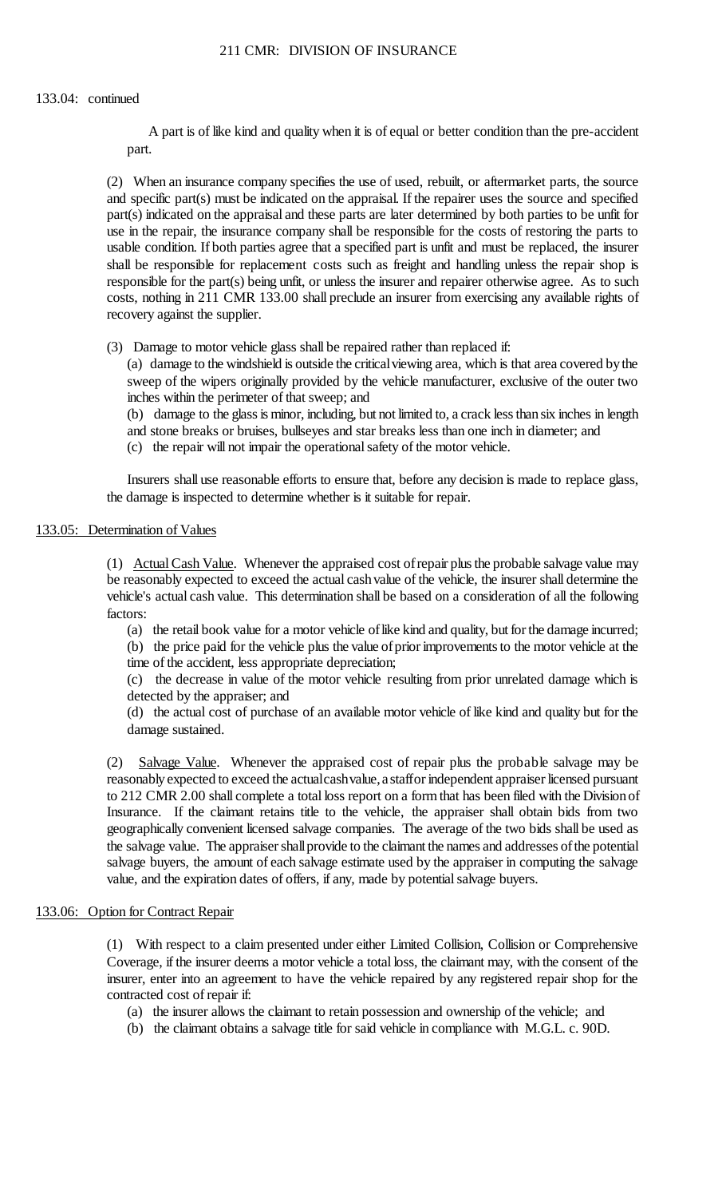133.04: continued

A part is of like kind and quality when it is of equal or better condition than the pre-accident part.

(2) When an insurance company specifies the use of used, rebuilt, or aftermarket parts, the source and specific part(s) must be indicated on the appraisal. If the repairer uses the source and specified part(s) indicated on the appraisal and these parts are later determined by both parties to be unfit for use in the repair, the insurance company shall be responsible for the costs of restoring the parts to usable condition. If both parties agree that a specified part is unfit and must be replaced, the insurer shall be responsible for replacement costs such as freight and handling unless the repair shop is responsible for the part(s) being unfit, or unless the insurer and repairer otherwise agree. As to such costs, nothing in 211 CMR 133.00 shall preclude an insurer from exercising any available rights of recovery against the supplier.

(3) Damage to motor vehicle glass shall be repaired rather than replaced if:

(a) damage to the windshield is outside the critical viewing area, which is that area covered by the sweep of the wipers originally provided by the vehicle manufacturer, exclusive of the outer two inches within the perimeter of that sweep; and

(b) damage to the glass is minor, including, but not limited to, a crack less than six inches in length and stone breaks or bruises, bullseyes and star breaks less than one inch in diameter; and

(c) the repair will not impair the operational safety of the motor vehicle.

Insurers shall use reasonable efforts to ensure that, before any decision is made to replace glass, the damage is inspected to determine whether is it suitable for repair.

## 133.05: Determination of Values

(1) Actual Cash Value. Whenever the appraised cost of repair plus the probable salvage value may be reasonably expected to exceed the actual cash value of the vehicle, the insurer shall determine the vehicle's actual cash value. This determination shall be based on a consideration of all the following factors:

(a) the retail book value for a motor vehicle of like kind and quality, but for the damage incurred;

(b) the price paid for the vehicle plus the value of prior improvements to the motor vehicle at the time of the accident, less appropriate depreciation;

(c) the decrease in value of the motor vehicle resulting from prior unrelated damage which is detected by the appraiser; and

(d) the actual cost of purchase of an available motor vehicle of like kind and quality but for the damage sustained.

(2) Salvage Value. Whenever the appraised cost of repair plus the probable salvage may be reasonably expected to exceed the actual cash value, a staff or independent appraiser licensed pursuant to 212 CMR 2.00 shall complete a total loss report on a form that has been filed with the Division of Insurance. If the claimant retains title to the vehicle, the appraiser shall obtain bids from two geographically convenient licensed salvage companies. The average of the two bids shall be used as the salvage value. The appraiser shall provide to the claimant the names and addresses of the potential salvage buyers, the amount of each salvage estimate used by the appraiser in computing the salvage value, and the expiration dates of offers, if any, made by potential salvage buyers.

## 133.06: Option for Contract Repair

(1) With respect to a claim presented under either Limited Collision, Collision or Comprehensive Coverage, if the insurer deems a motor vehicle a total loss, the claimant may, with the consent of the insurer, enter into an agreement to have the vehicle repaired by any registered repair shop for the contracted cost of repair if:

(a) the insurer allows the claimant to retain possession and ownership of the vehicle; and

(b) the claimant obtains a salvage title for said vehicle in compliance with M.G.L. c. 90D.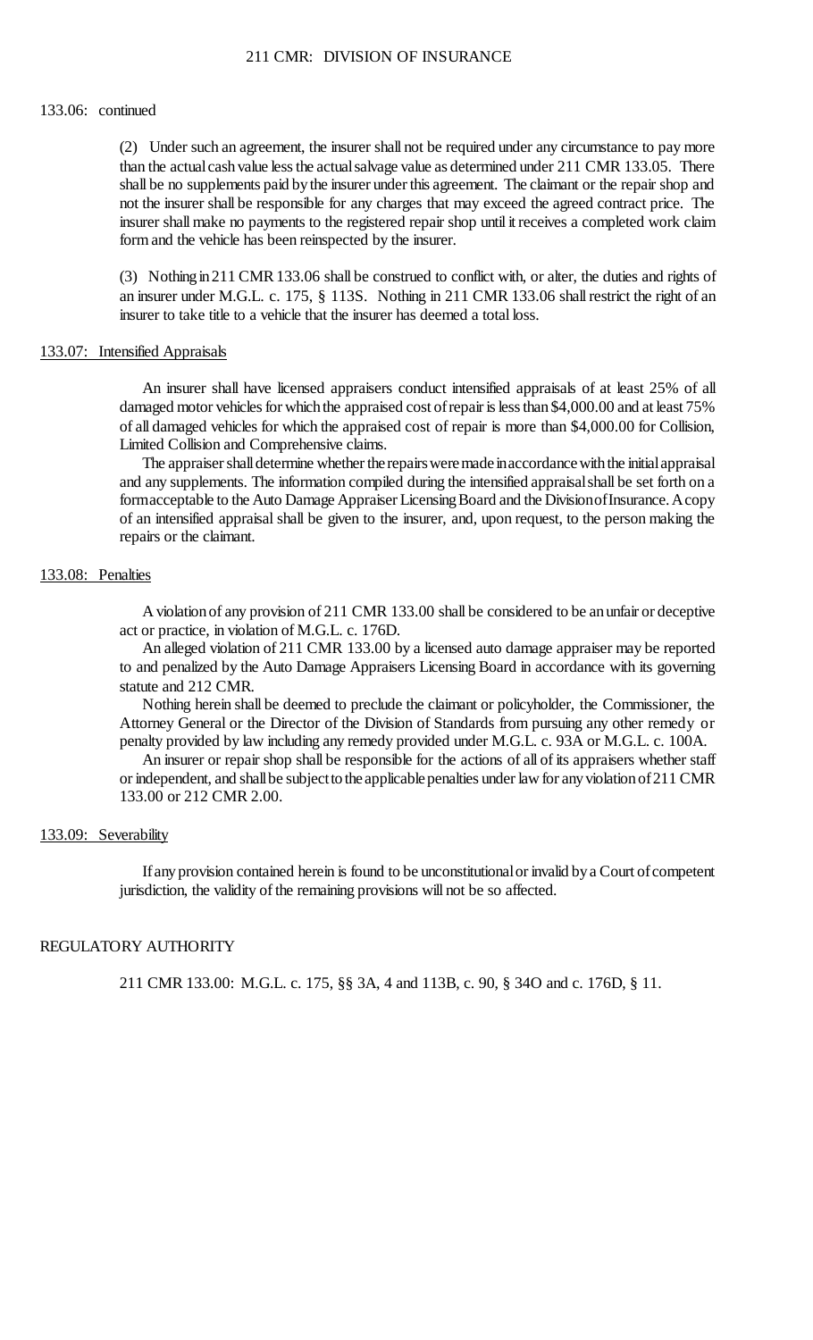133.06: continued

(2) Under such an agreement, the insurer shall not be required under any circumstance to pay more than the actual cash value less the actual salvage value as determined under 211 CMR 133.05. There shall be no supplements paid by the insurer under this agreement. The claimant or the repair shop and not the insurer shall be responsible for any charges that may exceed the agreed contract price. The insurer shall make no payments to the registered repair shop until it receives a completed work claim form and the vehicle has been reinspected by the insurer.

(3) Nothing in 211 CMR 133.06 shall be construed to conflict with, or alter, the duties and rights of an insurer under M.G.L. c. 175, § 113S. Nothing in 211 CMR 133.06 shall restrict the right of an insurer to take title to a vehicle that the insurer has deemed a total loss.

## 133.07: Intensified Appraisals

An insurer shall have licensed appraisers conduct intensified appraisals of at least 25% of all damaged motor vehicles for which the appraised cost of repair is less than $4,000.00 and at least 75% of all damaged vehicles for which the appraised cost of repair is more than $4,000.00 for Collision, Limited Collision and Comprehensive claims.

The appraiser shall determine whether the repairs were made in accordance with the initial appraisal and any supplements. The information compiled during the intensified appraisal shall be set forth on a form acceptable to the Auto Damage Appraiser Licensing Board and the Division of Insurance. A copy of an intensified appraisal shall be given to the insurer, and, upon request, to the person making the repairs or the claimant.

## 133.08: Penalties

A violation of any provision of 211 CMR 133.00 shall be considered to be an unfair or deceptive act or practice, in violation of M.G.L. c. 176D.

An alleged violation of 211 CMR 133.00 by a licensed auto damage appraiser may be reported to and penalized by the Auto Damage Appraisers Licensing Board in accordance with its governing statute and 212 CMR.

Nothing herein shall be deemed to preclude the claimant or policyholder, the Commissioner, the Attorney General or the Director of the Division of Standards from pursuing any other remedy or penalty provided by law including any remedy provided under M.G.L. c. 93A or M.G.L. c. 100A.

An insurer or repair shop shall be responsible for the actions of all of its appraisers whether staff or independent, and shall be subject to the applicable penalties under law for any violation of 211 CMR 133.00 or 212 CMR 2.00.

## 133.09: Severability

If any provision contained herein is found to be unconstitutional or invalid by a Court of competent jurisdiction, the validity of the remaining provisions will not be so affected.

## REGULATORY AUTHORITY

211 CMR 133.00: M.G.L. c. 175, §§ 3A, 4 and 113B, c. 90, § 34O and c. 176D, § 11.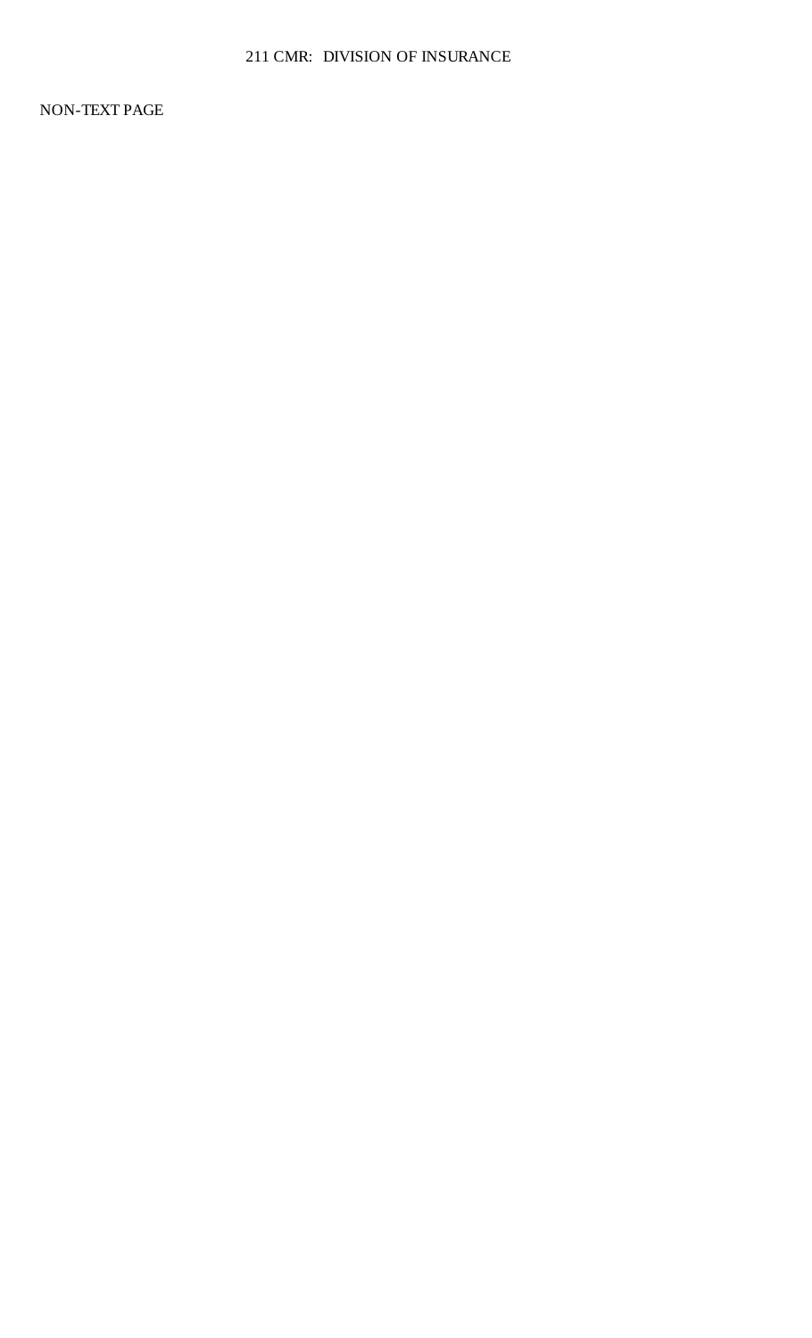NON-TEXT PAGE